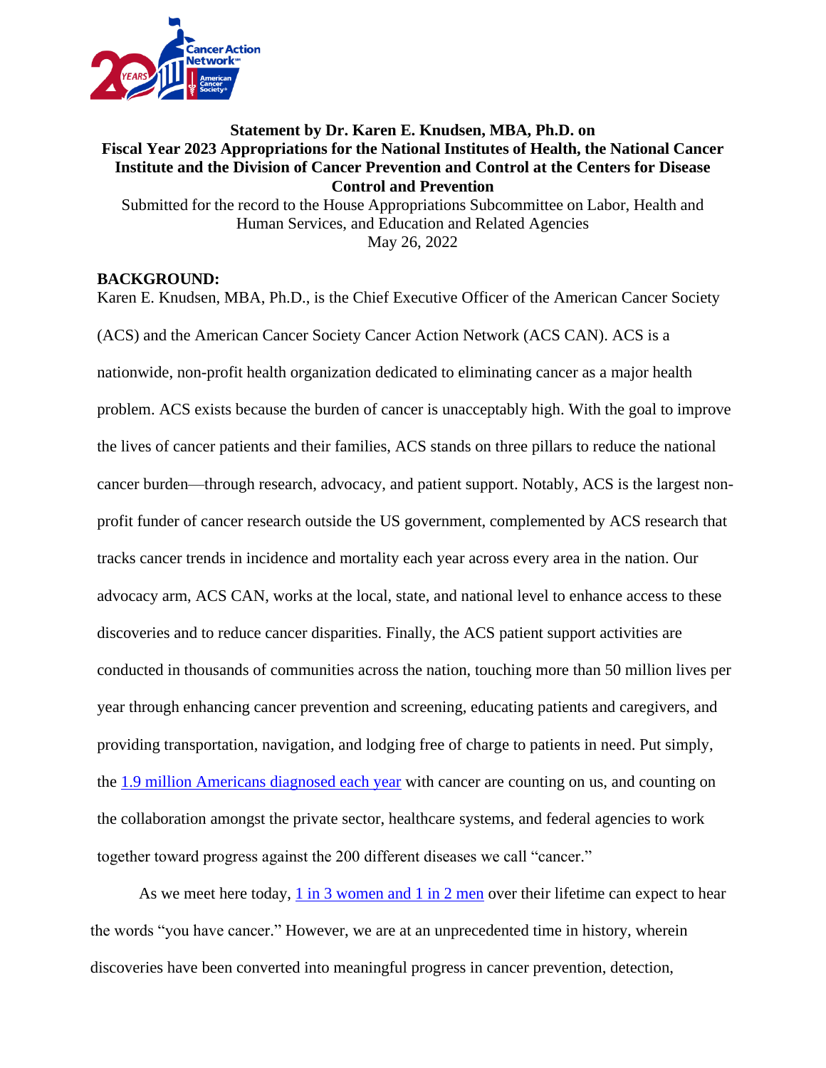**Statement by Dr. Karen E. Knudsen, MBA, Ph.D. on Fiscal Year 2023 Appropriations for the National Institutes of Health, the National Cancer Institute and the Division of Cancer Prevention and Control at the Centers for Disease Control and Prevention**

Submitted for the record to the House Appropriations Subcommittee on Labor, Health and Human Services, and Education and Related Agencies

May 26, 2022

**BACKGROUND:**

Karen E. Knudsen, MBA, Ph.D., is the Chief Executive Officer of the American Cancer Society (ACS) and the American Cancer Society Cancer Action Network (ACS CAN). ACS is a nationwide, non-profit health organization dedicated to eliminating cancer as a major health problem. ACS exists because the burden of cancer is unacceptably high. With the goal to improve the lives of cancer patients and their families, ACS stands on three pillars to reduce the national cancer burden—through research, advocacy, and patient support. Notably, ACS is the largest non-profit funder of cancer research outside the US government, complemented by ACS research that tracks cancer trends in incidence and mortality each year across every area in the nation. Our advocacy arm, ACS CAN, works at the local, state, and national level to enhance access to these discoveries and to reduce cancer disparities. Finally, the ACS patient support activities are conducted in thousands of communities across the nation, touching more than 50 million lives per year through enhancing cancer prevention and screening, educating patients and caregivers, and providing transportation, navigation, and lodging free of charge to patients in need. Put simply, the 1.9 million Americans diagnosed each year with cancer are counting on us, and counting on the collaboration amongst the private sector, healthcare systems, and federal agencies to work together toward progress against the 200 different diseases we call "cancer."

As we meet here today, 1 in 3 women and 1 in 2 men over their lifetime can expect to hear the words "you have cancer." However, we are at an unprecedented time in history, wherein discoveries have been converted into meaningful progress in cancer prevention, detection,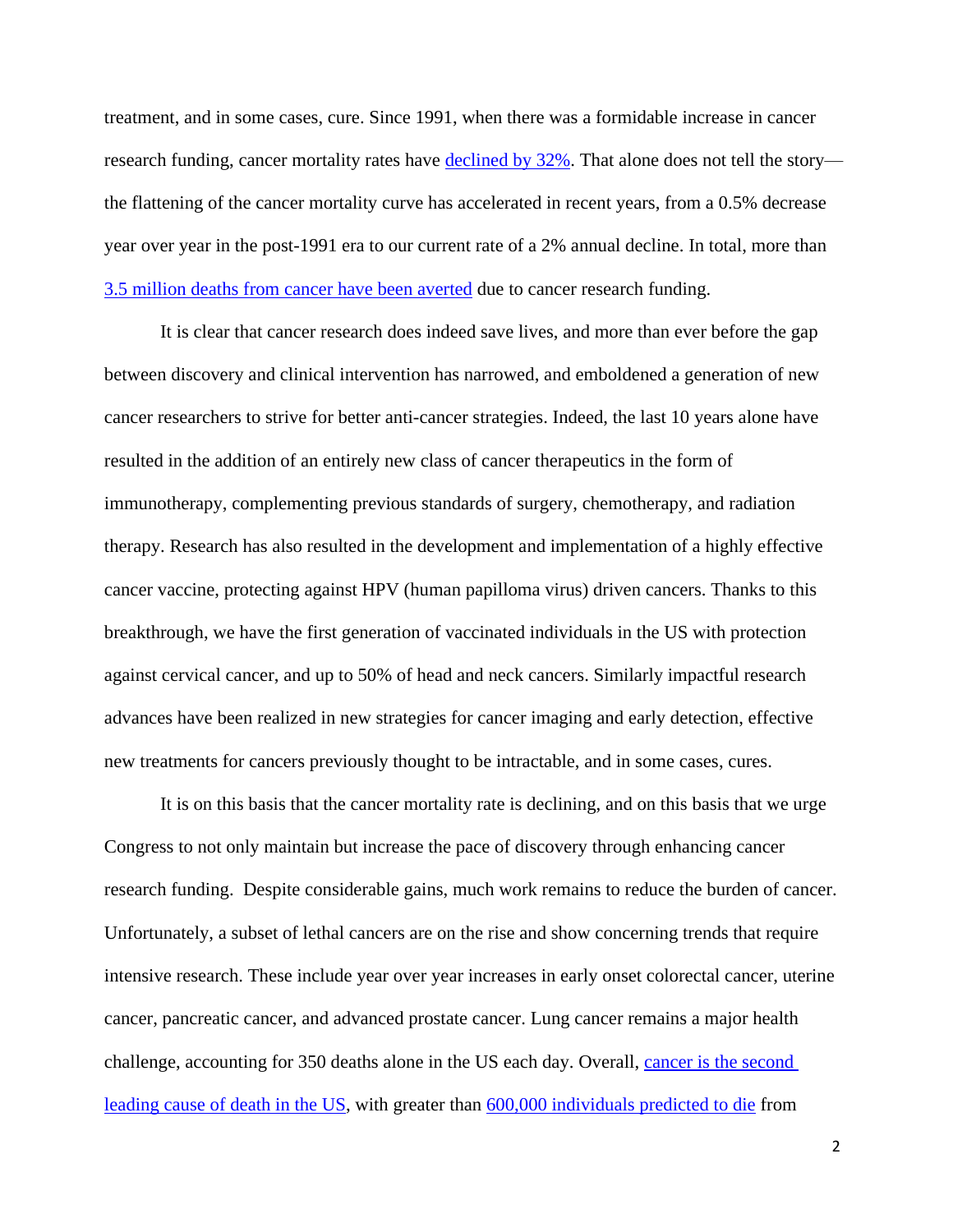treatment, and in some cases, cure. Since 1991, when there was a formidable increase in cancer research funding, cancer mortality rates have declined by 32%. That alone does not tell the story—the flattening of the cancer mortality curve has accelerated in recent years, from a 0.5% decrease year over year in the post-1991 era to our current rate of a 2% annual decline. In total, more than 3.5 million deaths from cancer have been averted due to cancer research funding.

It is clear that cancer research does indeed save lives, and more than ever before the gap between discovery and clinical intervention has narrowed, and emboldened a generation of new cancer researchers to strive for better anti-cancer strategies. Indeed, the last 10 years alone have resulted in the addition of an entirely new class of cancer therapeutics in the form of immunotherapy, complementing previous standards of surgery, chemotherapy, and radiation therapy. Research has also resulted in the development and implementation of a highly effective cancer vaccine, protecting against HPV (human papilloma virus) driven cancers. Thanks to this breakthrough, we have the first generation of vaccinated individuals in the US with protection against cervical cancer, and up to 50% of head and neck cancers. Similarly impactful research advances have been realized in new strategies for cancer imaging and early detection, effective new treatments for cancers previously thought to be intractable, and in some cases, cures.

It is on this basis that the cancer mortality rate is declining, and on this basis that we urge Congress to not only maintain but increase the pace of discovery through enhancing cancer research funding. Despite considerable gains, much work remains to reduce the burden of cancer. Unfortunately, a subset of lethal cancers are on the rise and show concerning trends that require intensive research. These include year over year increases in early onset colorectal cancer, uterine cancer, pancreatic cancer, and advanced prostate cancer. Lung cancer remains a major health challenge, accounting for 350 deaths alone in the US each day. Overall, cancer is the second leading cause of death in the US, with greater than 600,000 individuals predicted to die from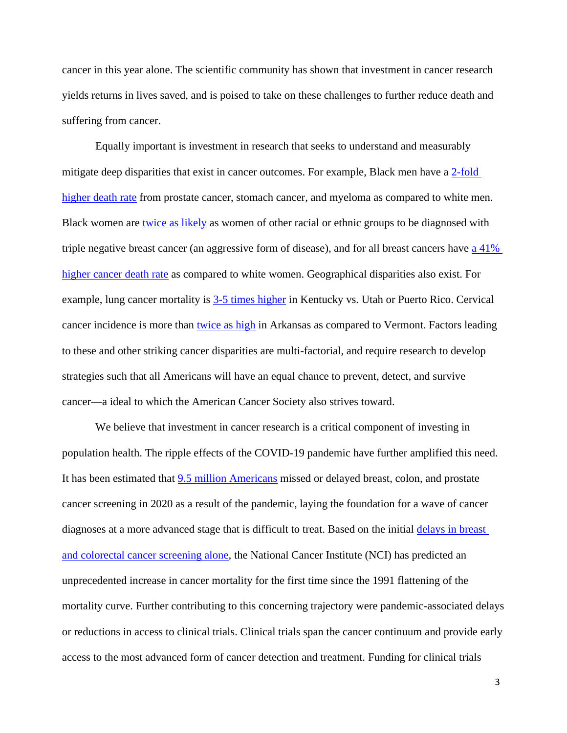cancer in this year alone. The scientific community has shown that investment in cancer research yields returns in lives saved, and is poised to take on these challenges to further reduce death and suffering from cancer.

Equally important is investment in research that seeks to understand and measurably mitigate deep disparities that exist in cancer outcomes. For example, Black men have a 2-fold higher death rate from prostate cancer, stomach cancer, and myeloma as compared to white men. Black women are twice as likely as women of other racial or ethnic groups to be diagnosed with triple negative breast cancer (an aggressive form of disease), and for all breast cancers have a 41% higher cancer death rate as compared to white women. Geographical disparities also exist. For example, lung cancer mortality is 3-5 times higher in Kentucky vs. Utah or Puerto Rico. Cervical cancer incidence is more than twice as high in Arkansas as compared to Vermont. Factors leading to these and other striking cancer disparities are multi-factorial, and require research to develop strategies such that all Americans will have an equal chance to prevent, detect, and survive cancer—a ideal to which the American Cancer Society also strives toward.

We believe that investment in cancer research is a critical component of investing in population health. The ripple effects of the COVID-19 pandemic have further amplified this need. It has been estimated that 9.5 million Americans missed or delayed breast, colon, and prostate cancer screening in 2020 as a result of the pandemic, laying the foundation for a wave of cancer diagnoses at a more advanced stage that is difficult to treat. Based on the initial delays in breast and colorectal cancer screening alone, the National Cancer Institute (NCI) has predicted an unprecedented increase in cancer mortality for the first time since the 1991 flattening of the mortality curve. Further contributing to this concerning trajectory were pandemic-associated delays or reductions in access to clinical trials. Clinical trials span the cancer continuum and provide early access to the most advanced form of cancer detection and treatment. Funding for clinical trials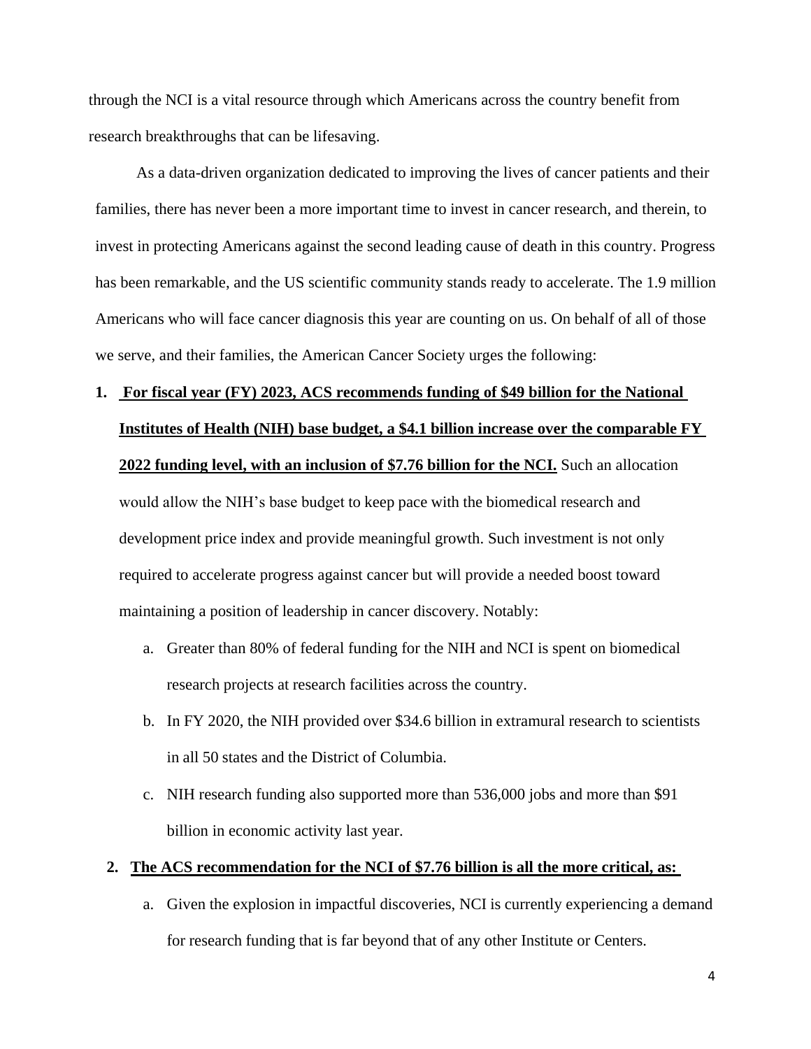through the NCI is a vital resource through which Americans across the country benefit from research breakthroughs that can be lifesaving.

As a data-driven organization dedicated to improving the lives of cancer patients and their families, there has never been a more important time to invest in cancer research, and therein, to invest in protecting Americans against the second leading cause of death in this country. Progress has been remarkable, and the US scientific community stands ready to accelerate. The 1.9 million Americans who will face cancer diagnosis this year are counting on us. On behalf of all of those we serve, and their families, the American Cancer Society urges the following:

1. **For fiscal year (FY) 2023, ACS recommends funding of $49 billion for the National Institutes of Health (NIH) base budget, a $4.1 billion increase over the comparable FY 2022 funding level, with an inclusion of $7.76 billion for the NCI.** Such an allocation would allow the NIH's base budget to keep pace with the biomedical research and development price index and provide meaningful growth. Such investment is not only required to accelerate progress against cancer but will provide a needed boost toward maintaining a position of leadership in cancer discovery. Notably:
   a. Greater than 80% of federal funding for the NIH and NCI is spent on biomedical research projects at research facilities across the country.
   b. In FY 2020, the NIH provided over $34.6 billion in extramural research to scientists in all 50 states and the District of Columbia.
   c. NIH research funding also supported more than 536,000 jobs and more than $91 billion in economic activity last year.
2. **The ACS recommendation for the NCI of $7.76 billion is all the more critical, as:**
   a. Given the explosion in impactful discoveries, NCI is currently experiencing a demand for research funding that is far beyond that of any other Institute or Centers.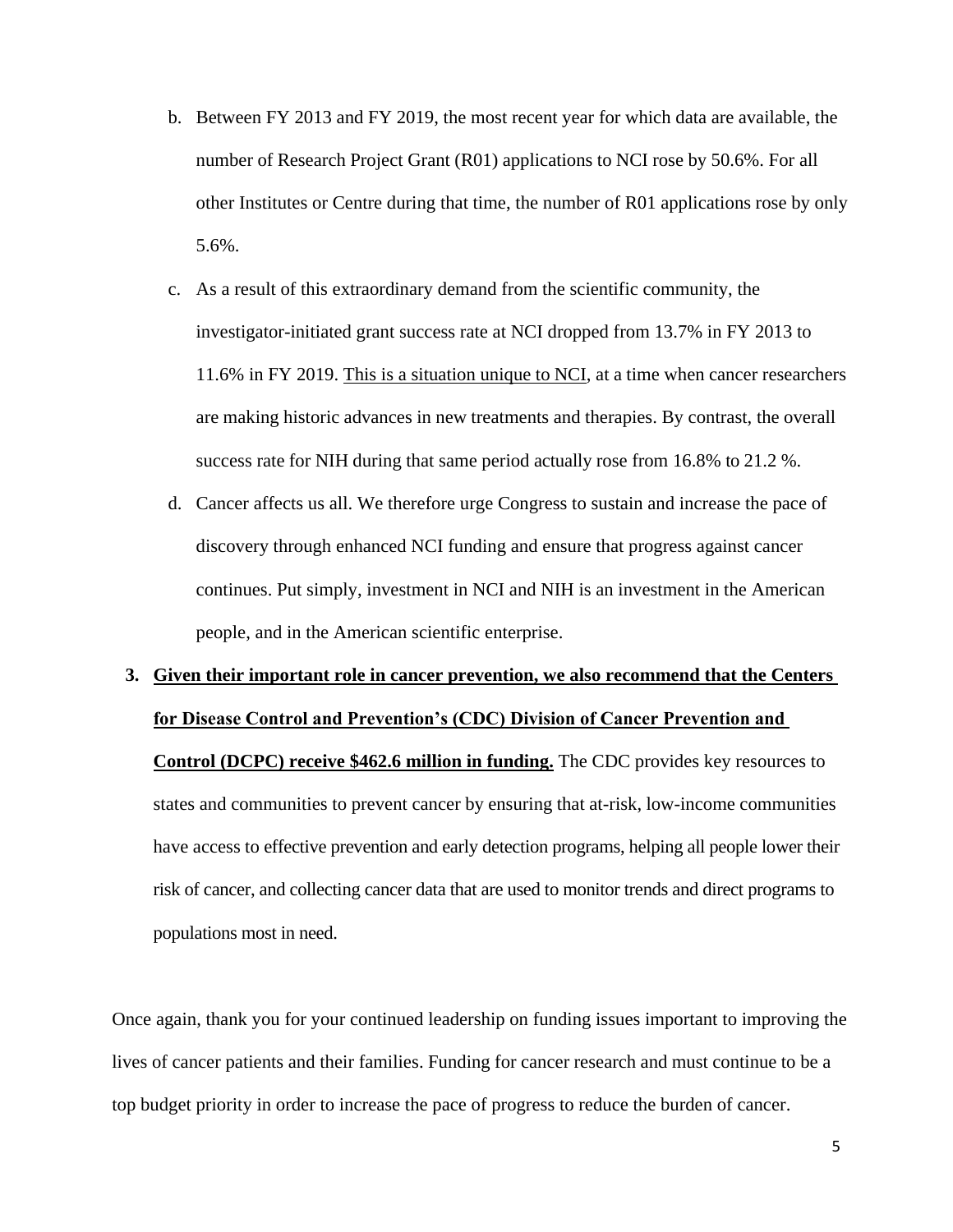b. Between FY 2013 and FY 2019, the most recent year for which data are available, the number of Research Project Grant (R01) applications to NCI rose by 50.6%. For all other Institutes or Centre during that time, the number of R01 applications rose by only 5.6%.

c. As a result of this extraordinary demand from the scientific community, the investigator-initiated grant success rate at NCI dropped from 13.7% in FY 2013 to 11.6% in FY 2019. <u>This is a situation unique to NCI</u>, at a time when cancer researchers are making historic advances in new treatments and therapies. By contrast, the overall success rate for NIH during that same period actually rose from 16.8% to 21.2 %.

d. Cancer affects us all. We therefore urge Congress to sustain and increase the pace of discovery through enhanced NCI funding and ensure that progress against cancer continues. Put simply, investment in NCI and NIH is an investment in the American people, and in the American scientific enterprise.

3. **<u>Given their important role in cancer prevention, we also recommend that the Centers for Disease Control and Prevention's (CDC) Division of Cancer Prevention and Control (DCPC) receive $462.6 million in funding.</u>** The CDC provides key resources to states and communities to prevent cancer by ensuring that at-risk, low-income communities have access to effective prevention and early detection programs, helping all people lower their risk of cancer, and collecting cancer data that are used to monitor trends and direct programs to populations most in need.

Once again, thank you for your continued leadership on funding issues important to improving the lives of cancer patients and their families. Funding for cancer research and must continue to be a top budget priority in order to increase the pace of progress to reduce the burden of cancer.